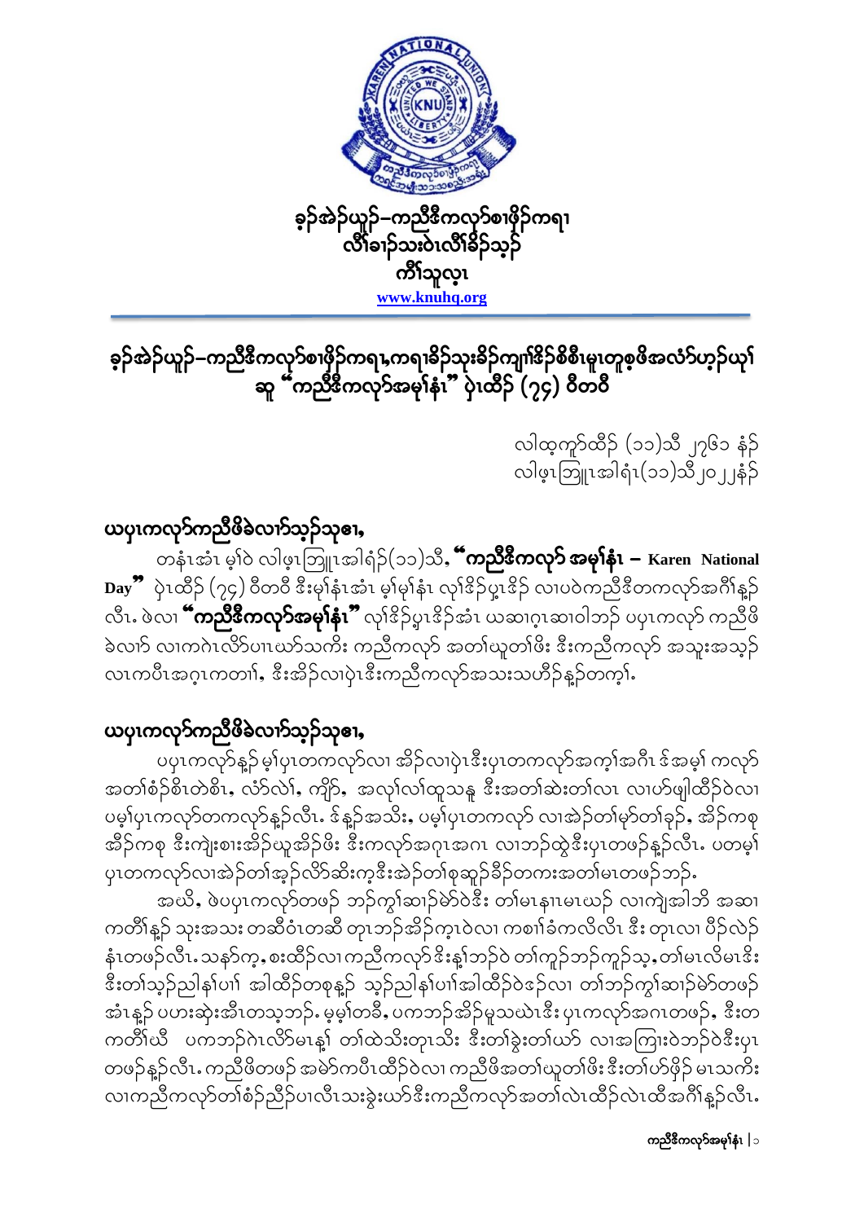ခ့ၣ်အဲၣ်ယူၣ်–ကညီဒီကလုာ်စၢဖှိၣ်ကရၢ
လီၢ်ခၢၣ်သးဝဲၤလီၢ်ခိၣ်သ့ၣ်
ကီၢ်သူလ့ၤ
www.knuhq.org

# ခ့ၣ်အဲၣ်ယူၣ်–ကညီဒီကလုာ်စၢဖှိၣ်ကရၢ,ကရၢခိၣ်သးခိၣ်ကျၢၢ်ဒိၣ်စိစီၤမူၤတူၢ်စ့ၢ်ဖိအလံာ်ဟ့ၣ်ယုၢ် ဆူ "ကညီဒီကလုာ်အမုၢ်နံၤ" ပှဲၤထိၣ် (၇၄) ဝီတဝီ

လါထ့ကူာ်ထိၣ် (၁၁)သီ ၂၇၆၁ နံၣ်
လါဖ့ၤဘြူၤအါရံၤ(၁၁)သီ၂၀၂၂နံၣ်

## ယပှၤကလုာ်ကညီဖိခဲလၢာ်သ့ၣ်သုဧၢ,

တနံၤအံၤ မ့ၢ်ဝဲ လါဖ့ၤဘြူၤအါရံၣ်(၁၁)သီ, **"ကညီဒီကလုာ် အမုၢ်နံၤ – Karen National Day"** ပှဲၤထိၣ် (၇၄) ဝီတဝီ ဒီးမုၢ်နံၤအံၤ မ့ၢ်မုၢ်နံၤ လုၢ်ဒိၣ်ပှ့ၤဒိၣ် လၢပဝဲကညီဒီတကလုာ်အဂီၢ်န့ၣ် လီၤ. ဖဲလၢ **"ကညီဒီကလုာ်အမုၢ်နံၤ"** လုၢ်ဒိၣ်ပှ့ၤဒိၣ်အံၤ ယဆၢဂ့ၤဆၢဝါဘၣ် ပပှၤကလုာ် ကညီဖိ ခဲလၢာ် လၢကဂဲၤလိာ်ပၢၤယာ်သကိး ကညီကလုာ် အတၢ်ယူတၢ်ဖိး ဒီးကညီကလုာ် အသူးအသ့ၣ် လၢကပီၤအဂ့ၤကတၢၢ်, ဒီးအိၣ်လၢပှဲၤဒီးကညီကလုာ်အသးသဟိၣ်န့ၣ်တက့ၢ်.

## ယပှၤကလုာ်ကညီဖိခဲလၢာ်သ့ၣ်သုဧၢ,

ပပှၤကလုာ်န့ၣ် မ့ၢ်ပှၤတကလုာ်လၢ အိၣ်လၢပှဲၤဒီးပှၤတကလုာ်အကူၢ်အဂီၤ ဒ်အမ့ၢ် ကလုာ် အတၢ်စံၣ်စိၤတဲစိၤ, လံာ်လဲ၊်, ကျိာ်, အလုၢ်လၢ်ထူသနူ ဒီးအတၢ်ဆဲးတၢ်လၤ လၢပာ်ဖျါထိၣ်ဝဲလၢ ပမ့ၢ်ပှၤကလုာ်တကလုာ်န့ၣ်လီၤ. ဒ်န့ၣ်အသိး, ပမ့ၢ်ပှၤတကလုာ် လၢအဲၣ်တၢ်မှာ်တၢ်ခုၣ်, အိၣ်ကစု အိၣ်ကစု ဒီးကျဲးစၢးအိၣ်ယူအိၣ်ဖိး ဒီးကလုာ်အဂုၤအဂၤ လၢဘၣ်ထွဲဒီးပှၤတဖၣ်န့ၣ်လီၤ. ပတမ့ၢ် ပှၤတကလုာ်လၢအဲၣ်တၢ်အ့ၣ်လိာ်ဆိးက့ဒီးအဲၣ်တၢ်စုဆူၣ်ခိၣ်တကးအတၢ်မၤတဖၣ်ဘၣ်.

အဃိ, ဖဲပပှၤကလုာ်တဖၣ် ဘၣ်ကွၢ်ဆၢၣ်မဲာ်ဝဲဒီး တၢ်မၤနၢၤမၤယဉ် လၢကျဲအါဘိ အဆၢ ကတီၢ်န့ၣ် သုးအသး တဆီဝံၤတဆီ တုၤဘၣ်အိၣ်က့ၤဝဲလၢ ကစၢၢ်ခံကလီလီၤ ဒီး တုၤလၢ ပိၣ်လဲၣ် နံၤတဖၣ်လီၤ. သနာ်က့, စးထိၣ်လၢကညီကလုာ်ဒိးန့ၢ်ဘၣ်ဝဲ တၢ်ကူၣ်ဘၣ်ကူၣ်သ့, တၢ်မၤလိမၤဒိး ဒီးတၢ်သ့ၣ်ညါနၢ်ပၢၢ် အါထိၣ်တစုန့ၣ် သ့ၣ်ညါနၢ်ပၢၢ်အါထိၣ်ဝဲဒ်လၢ တၢ်ဘၣ်ကွၢ်ဆၢၣ်မဲာ်တဖၣ် အံၤန့ၣ် ပဟးဆှဲးအီၤတသ့ဘၣ်. မ့မ့ၢ်တခီ, ပကဘၣ်အိၣ်မူသဃဲၤဒီး ပှၤကလုာ်အဂၤတဖၣ်, ဒီးတ ကတီၢ်ယီ ပကဘၣ်ဂဲၤလိာ်မၤန့ၢ် တၢ်ထဲသိးတုၤသိး ဒီးတၢ်ခွဲးတၢ်ယာ် လၢအကြၢးဝဲဘၣ်ဝဲဒီးပှၤ တဖၣ်န့ၣ်လီၤ. ကညီဖိတဖၣ် အမဲာ်ကပီၤထိၣ်ဝဲလၢ ကညီဖိအတၢ်ယူတၢ်ဖိး ဒီးတၢ်ဟ်ဖှိၣ် မၤသကိး လၢကညီကလုာ်တၢ်စံၣ်ညီၣ်ပၢလီၤသးခွဲးယာ်ဒီးကညီကလုာ်အတၢ်လဲၤထိၣ်လဲၤထီအဂီၢ်န့ၣ်လီၤ.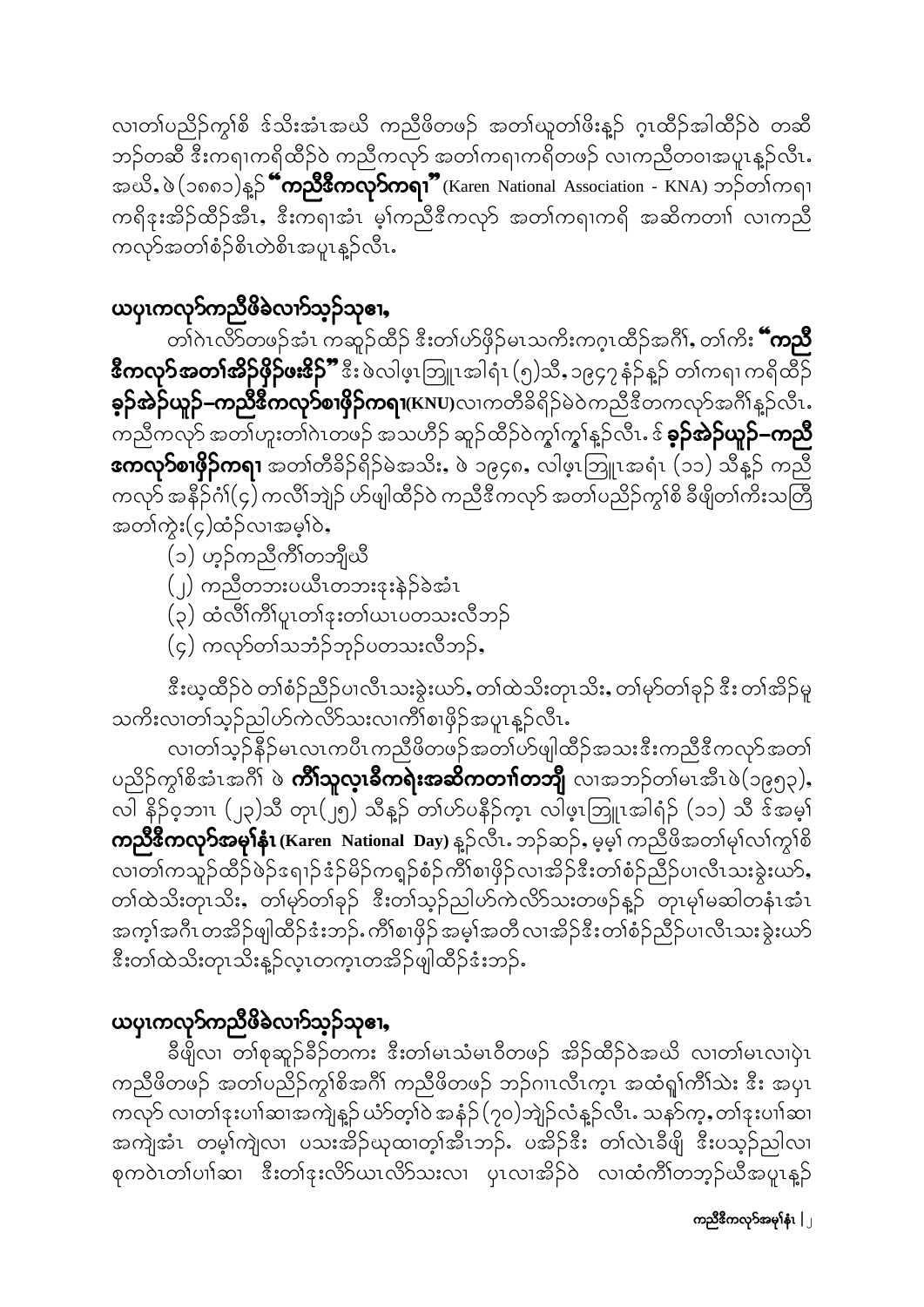လၢတၢ်ပညိဉ်ကွၢ်စိ ဒ်သိးအံၤအဃိ ကညီဖိတဖဉ် အတၢ်ယူတၢ်ဖိးန့ၣ် ဂ့ၤထိဉ်အါထိဉ်ဝဲ တဆီ ဘဉ်တဆီ ဒီးကရၢကရိထိဉ်ဝဲ ကညီကလုာ် အတၢ်ကရၢကရိတဖဉ် လၢကညီတဝၢအပူၤန့ၣ်လီၤ. အဃိ, ဖဲ (၁၈၈၁)န့ၣ် **"ကညီဒီကလုာ်ကရၢ"** (Karen National Association - KNA) ဘဉ်တၢ်ကရၢကရိဒုးအိဉ်ထိဉ်အီၤ, ဒီးကရၢအံၤ မ့ၢ်ကညီဒီကလုာ် အတၢ်ကရၢကရိ အဆိကတၢၢ် လၢကညီကလုာ်အတၢ်စံဉ်စိၤတဲစိၤအပူၤန့ၣ်လီၤ.

## ယပှၤကလုာ်ကညီဖိခဲလၢာ်သ့ဉ်သ့ၣ်ဧၢ,

တၢ်ဂဲၤလိာ်တဖဉ်အံၤ ကဆူဉ်ထိဉ် ဒီးတၢ်ဟ်ဖိုဉ်မၤသကိးကဂ့ၤထိဉ်အဂီၢ်, တၢ်ကိး **"ကညီဒီကလုာ်အတၢ်အိဉ်ဖိုဉ်ဖးဒိဉ်"** ဒီး ဖဲလါဖ့ၤဘြူၤအါရံၤ (၅)သီ, ၁၉၄၇ နံဉ်န့ၣ် တၢ်ကရၢကရိထိဉ် **ခ့ဉ်အဲဉ်ယူဉ်–ကညီဒီကလုာ်စၢဖှိဉ်ကရၢ(KNU)**လၢကတီခိရိဉ်မဲဝဲကညီဒီတကလုာ်အဂီၢ်န့ၣ်လီၤ. ကညီကလုာ် အတၢ်ဟူးတၢ်ဂဲၤတဖဉ် အသဟီဉ် ဆူဉ်ထိဉ်ဝဲကွၢ်ကွၢ်န့ၣ်လီၤ. ဒ် **ခ့ဉ်အဲဉ်ယူဉ်–ကညီဒကလုာ်စၢဖှိဉ်ကရၢ** အတၢ်တီခိဉ်ရိဉ်မဲအသိး, ဖဲ ၁၉၄၈, လါဖ့ၤဘြူၤအရံၤ (၁၁) သီန့ၣ် ကညီကလုာ် အနီဉ်ဂံၢ်(၄) ကလီၢ်ဘျဲဉ် ဟ်ဖျါထိဉ်ဝဲ ကညီဒီကလုာ် အတၢ်ပညိဉ်ကွၢ်စိ ခီဖျိတၢ်ကိးသတြီအတၢ်ကွဲး(၄)ထံဉ်လၢအမ့ၢ်ဝဲ,

(၁) ဟ့ဉ်ကညီကိၢ်တဘျီယီ
(၂) ကညီတဘးပယီၤတဘးဒုးနဲဉ်ခဲအံၤ
(၃) ထံလီၢ်ကိၢ်ပူၤတၢ်ဒုးတၢ်ယၢပတသးလီဘဉ်
(၄) ကလုာ်တၢ်သဘံဉ်ဘုဉ်ပတသးလီဘဉ်,

ဒီးယ့ထိဉ်ဝဲ တၢ်စံဉ်ညီဉ်ပၢလီၤသးခွဲးယာ်, တၢ်ထဲသိးတုၤသိး, တၢ်မှာ်တၢ်ခုဉ် ဒီး တၢ်အိဉ်မူသကိးလၢတၢ်သ့ဉ်ညါဟ်ကဲလိာ်သးလၢကိၢ်စၢဖှိဉ်အပူၤန့ၣ်လီၤ.

လၢတၢ်သ့ဉ်နိဉ်မၤလၢကပီၤကညီဖိတဖဉ်အတၢ်ဟ်ဖျါထိဉ်အသးဒီးကညီဒီကလုာ်အတၢ်ပညိဉ်ကွၢ်စိအံၤအဂီၢ် ဖဲ **ကိၢ်သူလ့ၤခီကရဲးအဆိကတၢၢ်တဘျီ** လၢအဘဉ်တၢ်မၤအီၤဖဲ(၁၉၅၃), လါ နိဉ်ဝ့ဘၢၤ (၂၃)သီ တုၤ(၂၅) သီန့ၣ် တၢ်ဟ်ပနီဉ်က့ၤ လါဖ့ၤဘြူၤအါရံၣ် (၁၁) သီ ဒ်အမ့ၢ် **ကညီဒီကလုာ်အမှၢ်နံၤ (Karen National Day)** န့ၣ်လီၤ. ဘဉ်ဆဉ်, မ့မ့ၢ် ကညီဖိအတၢ်မှၢ်လၢ်ကွၢ်စိလၢတၢ်ကသူဉ်ထိဉ်ဖဲဉ်ဒရၢဉ်ဒံဉ်မိဉ်ကရၢ့ဉ်စံဉ်ကိၢ်စၢဖှိဉ်လၢအိဉ်ဒီးတၢ်စံဉ်ညီဉ်ပၢလီၤသးခွဲးယာ်, တၢ်ထဲသိးတုၤသိး, တၢ်မှာ်တၢ်ခုဉ် ဒီးတၢ်သ့ဉ်ညါဟ်ကဲလိာ်သးတဖဉ်န့ၣ် တုၤမ့ၢ်မဆါတနံၤအံၤ အကဲ့ၢ်အဂီၤတအိဉ်ဖျါထိဉ်ဒံးဘဉ်. ကိၢ်စၢဖှိဉ်အမှၢ်အတီလၢအိဉ်ဒီးတၢ်စံဉ်ညီဉ်ပၢလီၤသးခွဲးယာ် ဒီးတၢ်ထဲသိးတုၤသိးန့ၣ်လ့ၤတက့ၤတအိဉ်ဖျါထိဉ်ဒံးဘဉ်.

## ယပှၤကလုာ်ကညီဖိခဲလၢာ်သ့ဉ်သ့ၣ်ဧၢ,

ခီဖျိလၢ တၢ်စုဆူဉ်ခီဉ်တကး ဒီးတၢ်မၤသံမၤဝီတဖဉ် အိဉ်ထိဉ်ဝဲအဃိ လၢတၢ်မၤလၢပှဲၤကညီဖိတဖဉ် အတၢ်ပညိဉ်ကွၢ်စိအဂီၢ် ကညီဖိတဖဉ် ဘဉ်ဂၢၤလီၤက့ၤ အထံရှၢ်ကိၢ်သဲး ဒီး အပှၤကလုာ် လၢတၢ်ဒုးပၢၢ်ဆၢအကျဲန့ၣ် ယံာ်တ့ၢ်ဝဲ အနံဉ် (၇၀)ဘျဲဉ်လံန့ၣ်လီၤ. သနာ်က့, တၢ်ဒုးပၢၢ်ဆၢအကျဲအံၤ တမ့ၢ်ကျဲလၢ ပသးအိဉ်ယုထၢတ့ၢ်အီၤဘဉ်. ပအိဉ်ဒီး တၢ်လဲၤခီဖျိ ဒီးပသ့ဉ်ညါလၢ စုကဝဲၤတၢ်ပၢၢ်ဆၢ ဒီးတၢ်ဒုးလိာ်ယၢလိာ်သးလၢ ပှၤလၢအိဉ်ဝဲ လၢထံကိၢ်တဘ့ဉ်ယီအပူၤန့ၣ်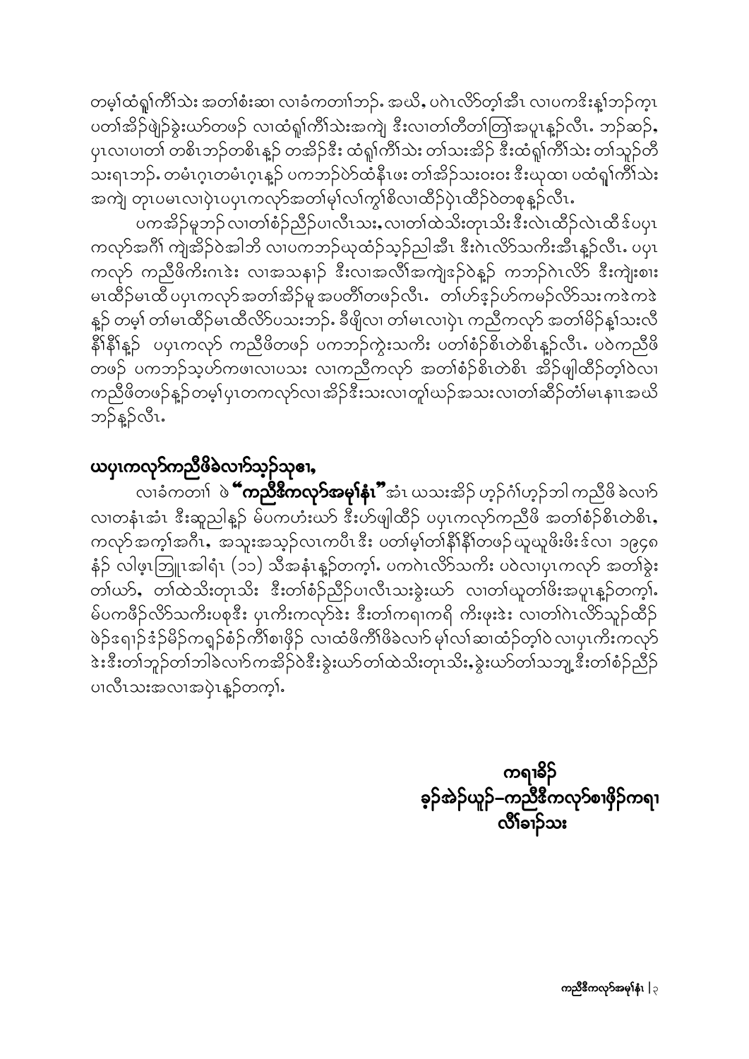တမ့ၢ်ထံရှၢ်ကီၢ်သဲး အတၢ်စံးဆၢ လၢခံကတၢၢ်ဘၣ်. အဃိ, ပဂဲၤလိာ်တ့ၢ်အီၤ လၢပကဒိးန့ၢ်ဘၣ်က့ၤ ပတၢ်အိၣ်ဖျဲၣ်ခွဲးယာ်တဖၣ် လၢထံရှၢ်ကီၢ်သဲးအကျါ ဒီးလၢတၢ်တီတၢ်တြၢ်အပူၤန့ၣ်လီၤ. ဘၣ်ဆၣ်, ပှၤလၢပၢတၢ် တစိၤဘၣ်တစိၤန့ၣ် တအိၣ်ဒီး ထံရှၢ်ကီၢ်သဲး တၢ်သးအိၣ် ဒီးထံရှၢ်ကီၢ်သဲး တၢ်သူၣ်တီသးရၢဘၣ်. တမံၤဂ့ၤတမံၤဂ့ၤန့ၣ် ပကဘၣ်ဟ်ထံနီၤဖး တၢ်အိၣ်သးဝးဝး ဒီးဃုထၢ ပထံရှၢ်ကီၢ်သဲး အကျါ တုၤပမၤလၢပှဲၤပပှၤကလုာ်အတၢ်မုၢ်လၢ်ကွၢ်စိလၢထိၣ်ပှဲၤထိၣ်ဝဲတစုန့ၣ်လီၤ.

ပကအိၣ်မူဘၣ်လၢတၢ်စံၣ်ညီၣ်ပၢလီၤသး, လၢတၢ်ထဲသိးတုၤသိးဒီးလဲၤထိၣ်လဲၤထီဒ်ပပှၤကလုာ်အဂီၢ် ကျဲအိၣ်ဝဲအါဘိ လၢပကဘၣ်ဃုထံၣ်သ့ၣ်ညါအီၤ ဒီးဂဲၤလိာ်သကိးအီၤန့ၣ်လီၤ. ပပှၤကလုာ် ကညီဖိကိးဂၤဒဲး လၢအသနၢၣ် ဒီးလၢအလီၢ်အကျဲဒၣ်ဝဲန့ၣ် ကဘၣ်ဂဲၤလိာ် ဒီးကျဲးစၢး မၤထိၣ်မၤထီ ပပှၤကလုာ်အတၢ်အိၣ်မူအပတီၢ်တဖၣ်လီၤ. တၢ်ဟ်ဖှၣ်ဟ်ကမၣ်လိာ်သး ကဒဲကဒဲ န့ၣ် တမ့ၢ် တၢ်မၤထိၣ်မၤထီလိာ်ပသးဘၣ်. ခီဖျိလၢ တၢ်မၤလၢပှဲၤ ကညီကလုာ် အတၢ်မိၣ်န့ၢ်သးလီ နီၢ်နီၢ်န့ၣ် ပပှၤကလုာ် ကညီဖိတဖၣ် ပကဘၣ်ကွဲးသကိး ပတၢ်စံၣ်စိၤတဲစိၤန့ၣ်လီၤ. ပဝဲကညီဖိ တဖၣ် ပကဘၣ်သ့ဟ်ကဖၢလၢပသး လၢကညီကလုာ် အတၢ်စံၣ်စိၤတဲစိၤ အိၣ်ဖျါထိၣ်တ့ၢ်ဝဲလၢ ကညီဖိတဖၣ်န့ၣ်တမ့ၢ်ပှၤတကလုာ်လၢအိၣ်ဒီးသးလၢတူၢ်ဃၣ်အသး လၢတၢ်ဆီၣ်တံၢ်မၤနၢၤအဃိဘၣ်န့ၣ်လီၤ.

## ယပှၤကလုာ်ကညီဖိခဲလၢာ်သ့ၣ်သုဓၢ,

လၢခံကတၢၢ် ဖဲ **"ကညီဒီကလုာ်အမုၢ်နံၤ"** အံၤ ယသးအိၣ် ဟ့ၣ်ဂံၢ်ဟ့ၣ်ဘါ ကညီဖိ ခဲလၢာ် လၢတနံၤအံၤ ဒီးဆူညါန့ၣ် မ်ပကဟံးယာ် ဒီးဟ်ဖျါထိၣ် ပပှၤကလုာ်ကညီဖိ အတၢ်စံၣ်စိၤတဲစိၤ, ကလုာ်အက့ၢ်အဂီၤ, အသူးအသ့ၣ်လၤကပီၤဒီး ပတၢ်မုၢ်တၢ်နီၢ်နီၢ်တဖၣ် ယူယူဖိးဖိးဒ်လၢ ၁၉၄၈ နံၣ် လါဖ့ၤဘြူၤအါရံၤ (၁၁) သီအနံၤန့ၣ်တက့ၢ်. ပကဂဲၤလိာ်သကိး ပဝဲလၢပှၤကလုာ် အတၢ်ခွဲးတၢ်ယာ်, တၢ်ထဲသိးတုၤသိး ဒီးတၢ်စံၣ်ညီၣ်ပၢလီၤသးခွဲးယာ် လၢတၢ်ယူတၢ်ဖိးအပူၤန့ၣ်တက့ၢ်. မ်ပကဖိၣ်လိာ်သကိးပစုဒီး ပှၤကိးကလုာ်ဒဲး ဒီးတၢ်ကရၢကရိ ကိးဖုးဒဲး လၢတၢ်ဂဲၤလိာ်သူၣ်ထိၣ် ဖဲၣ်ဒရၢၣ်ဒံၣ်မိၣ်ကရ့ၣ်စံၣ်ကီၢ်စၢဖှိၣ် လၢထံဖိကီၢ်ဖိခဲလၢာ် မုၢ်လၢ်ဆၢထံၣ်တ့ၢ်ဝဲ လၢပှၤကိးကလုာ် ဒဲးဒီးတၢ်ဘူၣ်တၢ်ဘါခဲလၢာ်ကအိၣ်ဝဲဒီးခွဲးယာ်တၢ်ထဲသိးတုၤသိး,ခွဲးယာ်တၢ်သဘျ့ ဒီးတၢ်စံၣ်ညီၣ် ပၢလီၤသးအလၢအပှဲၤန့ၣ်တက့ၢ်.

**ကရၢခိၣ်**
**ခ့ၣ်အဲၣ်ယူၣ်–ကညီဒီကလုာ်စၢဖှိၣ်ကရၢ**
**လီၢ်ခၢၣ်သး**